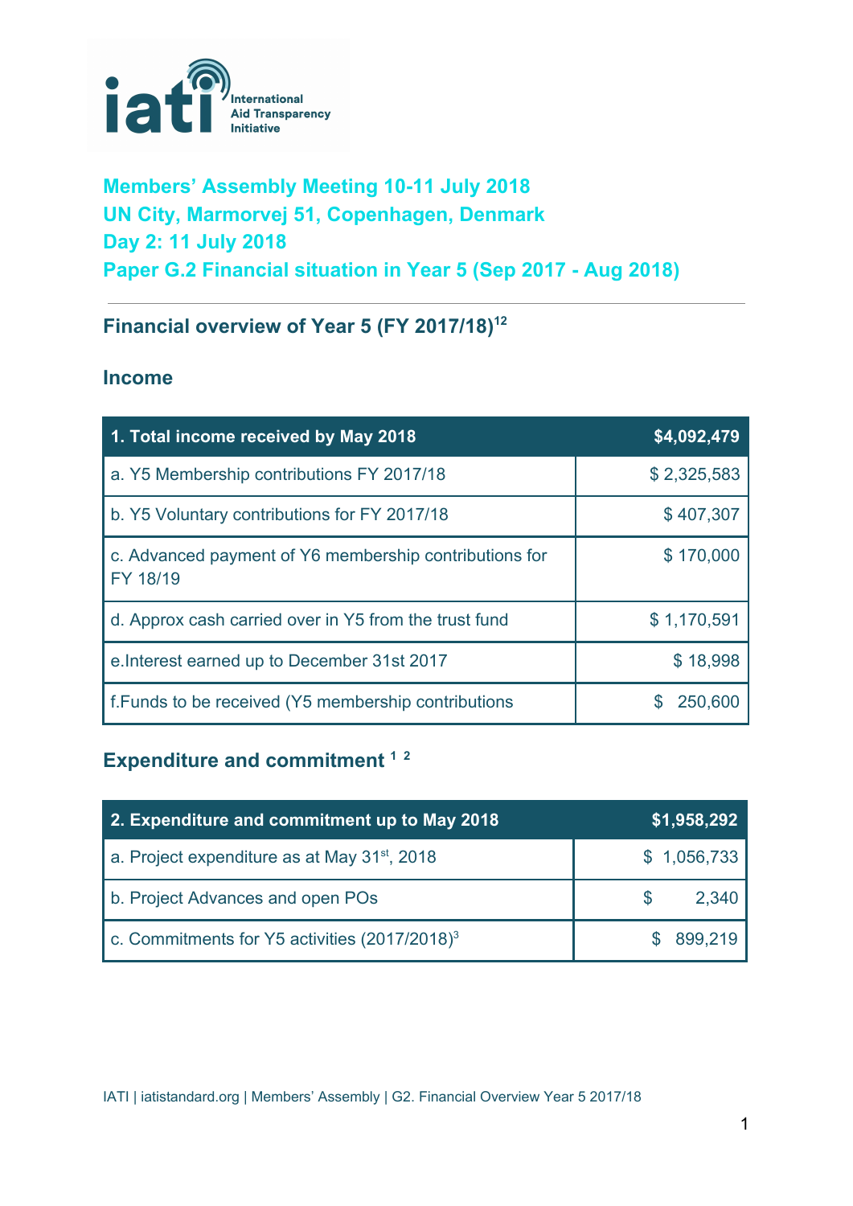**Members' Assembly Meeting 10-11 July 2018**
**UN City, Marmorvej 51, Copenhagen, Denmark**
**Day 2: 11 July 2018**
**Paper G.2 Financial situation in Year 5 (Sep 2017 - Aug 2018)**

---

## Financial overview of Year 5 (FY 2017/18)[1][2]

### Income

| 1. Total income received by May 2018 | $4,092,479 |
|---|---|
| a. Y5 Membership contributions FY 2017/18 | $ 2,325,583 |
| b. Y5 Voluntary contributions for FY 2017/18 | $ 407,307 |
| c. Advanced payment of Y6 membership contributions for FY 18/19 | $ 170,000 |
| d. Approx cash carried over in Y5 from the trust fund | $ 1,170,591 |
| e.Interest earned up to December 31st 2017 | $ 18,998 |
| f.Funds to be received (Y5 membership contributions | $ 250,600 |

### Expenditure and commitment [1] [2]

| 2. Expenditure and commitment up to May 2018 | $1,958,292 |
|---|---|
| a. Project expenditure as at May 31st, 2018 | $ 1,056,733 |
| b. Project Advances and open POs | $ 2,340 |
| c. Commitments for Y5 activities (2017/2018)[3] | $ 899,219 |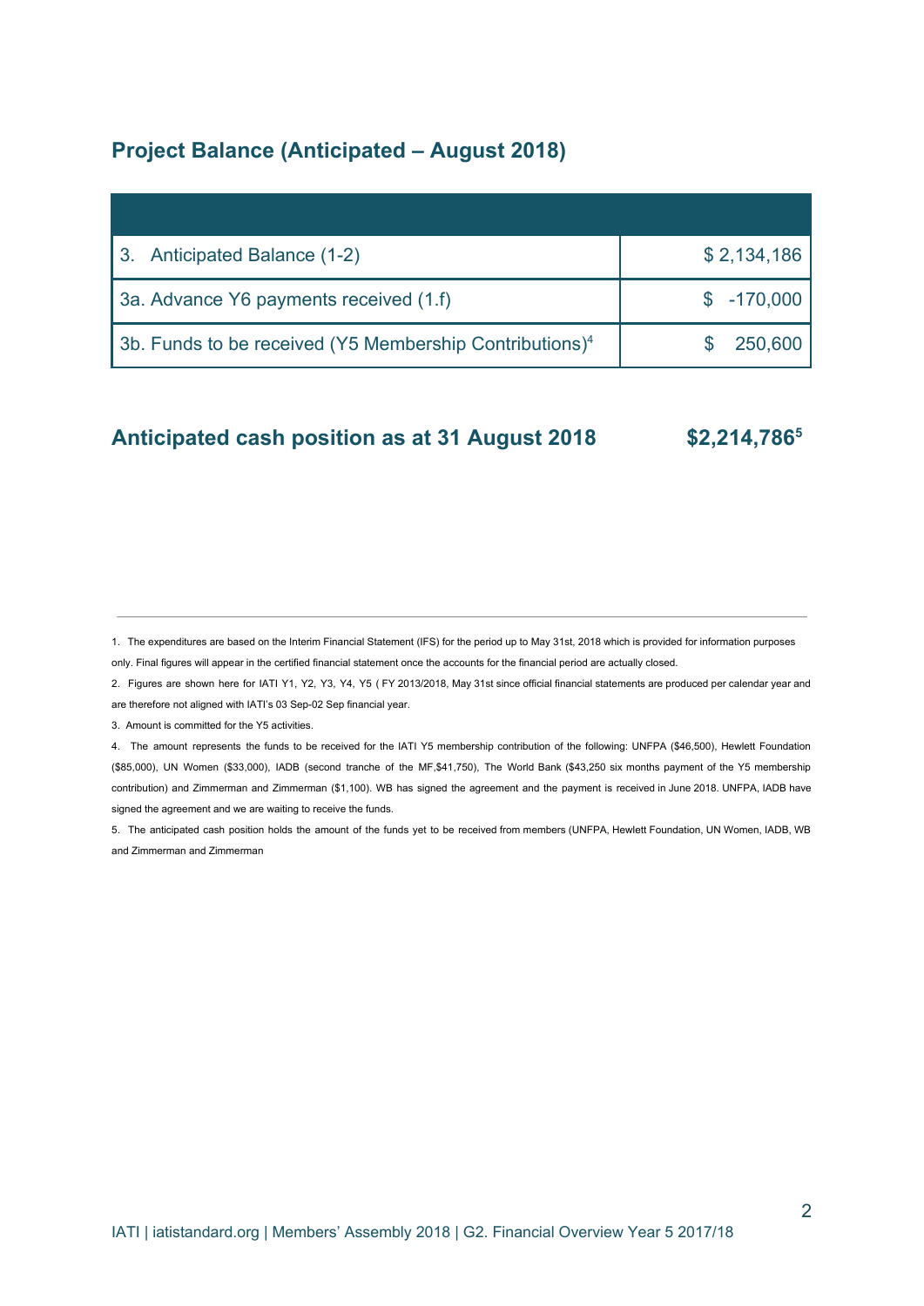## Project Balance (Anticipated – August 2018)

| | |
|---|---|
| 3. Anticipated Balance (1-2) | $ 2,134,186 |
| 3a. Advance Y6 payments received (1.f) | $ -170,000 |
| 3b. Funds to be received (Y5 Membership Contributions)[4] | $ 250,600 |

## Anticipated cash position as at 31 August 2018 $2,214,786[5]

---

1. The expenditures are based on the Interim Financial Statement (IFS) for the period up to May 31st, 2018 which is provided for information purposes only. Final figures will appear in the certified financial statement once the accounts for the financial period are actually closed.
2. Figures are shown here for IATI Y1, Y2, Y3, Y4, Y5 ( FY 2013/2018, May 31st since official financial statements are produced per calendar year and are therefore not aligned with IATI's 03 Sep-02 Sep financial year.
3. Amount is committed for the Y5 activities.
4. The amount represents the funds to be received for the IATI Y5 membership contribution of the following: UNFPA ($46,500), Hewlett Foundation ($85,000), UN Women ($33,000), IADB (second tranche of the MF,$41,750), The World Bank ($43,250 six months payment of the Y5 membership contribution) and Zimmerman and Zimmerman ($1,100). WB has signed the agreement and the payment is received in June 2018. UNFPA, IADB have signed the agreement and we are waiting to receive the funds.
5. The anticipated cash position holds the amount of the funds yet to be received from members (UNFPA, Hewlett Foundation, UN Women, IADB, WB and Zimmerman and Zimmerman